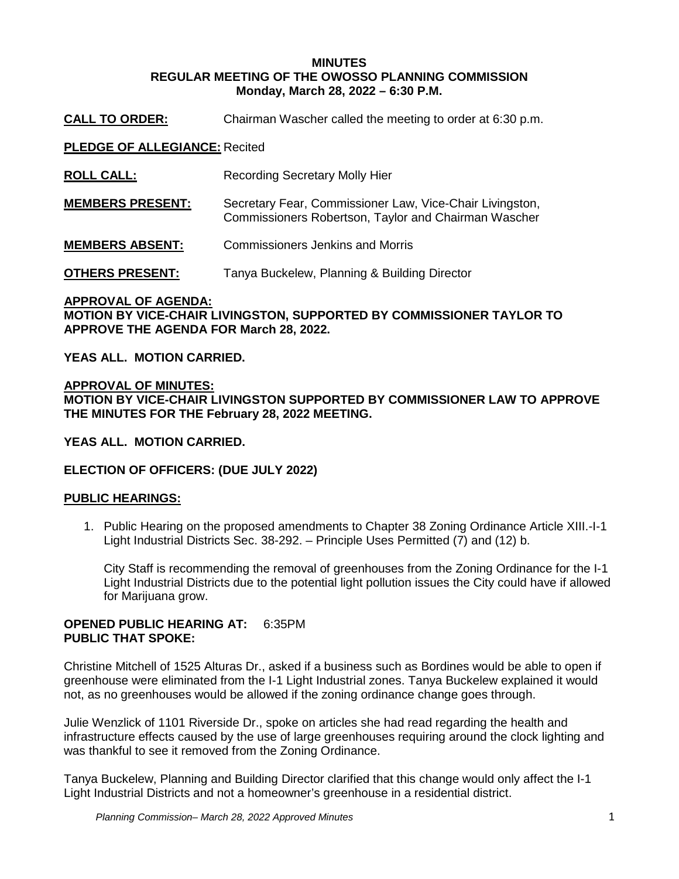# MINUTES
## REGULAR MEETING OF THE OWOSSO PLANNING COMMISSION
### Monday, March 28, 2022 – 6:30 P.M.

**CALL TO ORDER:** Chairman Wascher called the meeting to order at 6:30 p.m.

**PLEDGE OF ALLEGIANCE:** Recited

**ROLL CALL:** Recording Secretary Molly Hier

**MEMBERS PRESENT:** Secretary Fear, Commissioner Law, Vice-Chair Livingston, Commissioners Robertson, Taylor and Chairman Wascher

**MEMBERS ABSENT:** Commissioners Jenkins and Morris

**OTHERS PRESENT:** Tanya Buckelew, Planning & Building Director

**APPROVAL OF AGENDA:**
**MOTION BY VICE-CHAIR LIVINGSTON, SUPPORTED BY COMMISSIONER TAYLOR TO APPROVE THE AGENDA FOR March 28, 2022.**

**YEAS ALL. MOTION CARRIED.**

**APPROVAL OF MINUTES:**
**MOTION BY VICE-CHAIR LIVINGSTON SUPPORTED BY COMMISSIONER LAW TO APPROVE THE MINUTES FOR THE February 28, 2022 MEETING.**

**YEAS ALL. MOTION CARRIED.**

**ELECTION OF OFFICERS: (DUE JULY 2022)**

**PUBLIC HEARINGS:**

1. Public Hearing on the proposed amendments to Chapter 38 Zoning Ordinance Article XIII.-I-1 Light Industrial Districts Sec. 38-292. – Principle Uses Permitted (7) and (12) b.

   City Staff is recommending the removal of greenhouses from the Zoning Ordinance for the I-1 Light Industrial Districts due to the potential light pollution issues the City could have if allowed for Marijuana grow.

**OPENED PUBLIC HEARING AT:** 6:35PM
**PUBLIC THAT SPOKE:**

Christine Mitchell of 1525 Alturas Dr., asked if a business such as Bordines would be able to open if greenhouse were eliminated from the I-1 Light Industrial zones. Tanya Buckelew explained it would not, as no greenhouses would be allowed if the zoning ordinance change goes through.

Julie Wenzlick of 1101 Riverside Dr., spoke on articles she had read regarding the health and infrastructure effects caused by the use of large greenhouses requiring around the clock lighting and was thankful to see it removed from the Zoning Ordinance.

Tanya Buckelew, Planning and Building Director clarified that this change would only affect the I-1 Light Industrial Districts and not a homeowner's greenhouse in a residential district.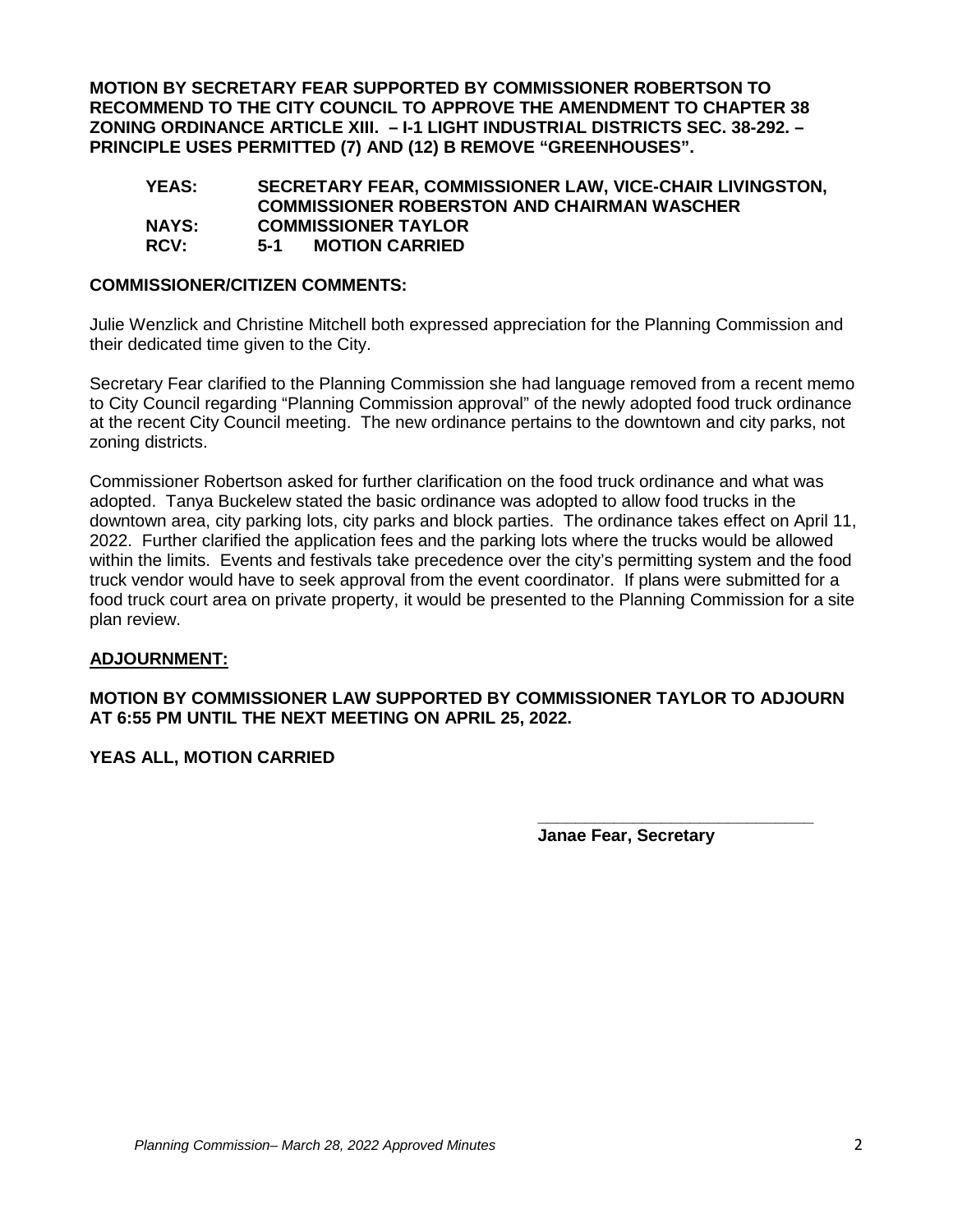**MOTION BY SECRETARY FEAR SUPPORTED BY COMMISSIONER ROBERTSON TO RECOMMEND TO THE CITY COUNCIL TO APPROVE THE AMENDMENT TO CHAPTER 38 ZONING ORDINANCE ARTICLE XIII. – I-1 LIGHT INDUSTRIAL DISTRICTS SEC. 38-292. – PRINCIPLE USES PERMITTED (7) AND (12) B REMOVE "GREENHOUSES".**

| | |
|---|---|
| **YEAS:** | **SECRETARY FEAR, COMMISSIONER LAW, VICE-CHAIR LIVINGSTON, COMMISSIONER ROBERSTON AND CHAIRMAN WASCHER** |
| **NAYS:** | **COMMISSIONER TAYLOR** |
| **RCV:** | **5-1 MOTION CARRIED** |

**COMMISSIONER/CITIZEN COMMENTS:**

Julie Wenzlick and Christine Mitchell both expressed appreciation for the Planning Commission and their dedicated time given to the City.

Secretary Fear clarified to the Planning Commission she had language removed from a recent memo to City Council regarding "Planning Commission approval" of the newly adopted food truck ordinance at the recent City Council meeting. The new ordinance pertains to the downtown and city parks, not zoning districts.

Commissioner Robertson asked for further clarification on the food truck ordinance and what was adopted. Tanya Buckelew stated the basic ordinance was adopted to allow food trucks in the downtown area, city parking lots, city parks and block parties. The ordinance takes effect on April 11, 2022. Further clarified the application fees and the parking lots where the trucks would be allowed within the limits. Events and festivals take precedence over the city's permitting system and the food truck vendor would have to seek approval from the event coordinator. If plans were submitted for a food truck court area on private property, it would be presented to the Planning Commission for a site plan review.

**ADJOURNMENT:**

**MOTION BY COMMISSIONER LAW SUPPORTED BY COMMISSIONER TAYLOR TO ADJOURN AT 6:55 PM UNTIL THE NEXT MEETING ON APRIL 25, 2022.**

**YEAS ALL, MOTION CARRIED**

\_\_\_\_\_\_\_\_\_\_\_\_\_\_\_\_\_\_\_\_\_\_\_\_\_\_\_\_\_\_

**Janae Fear, Secretary**